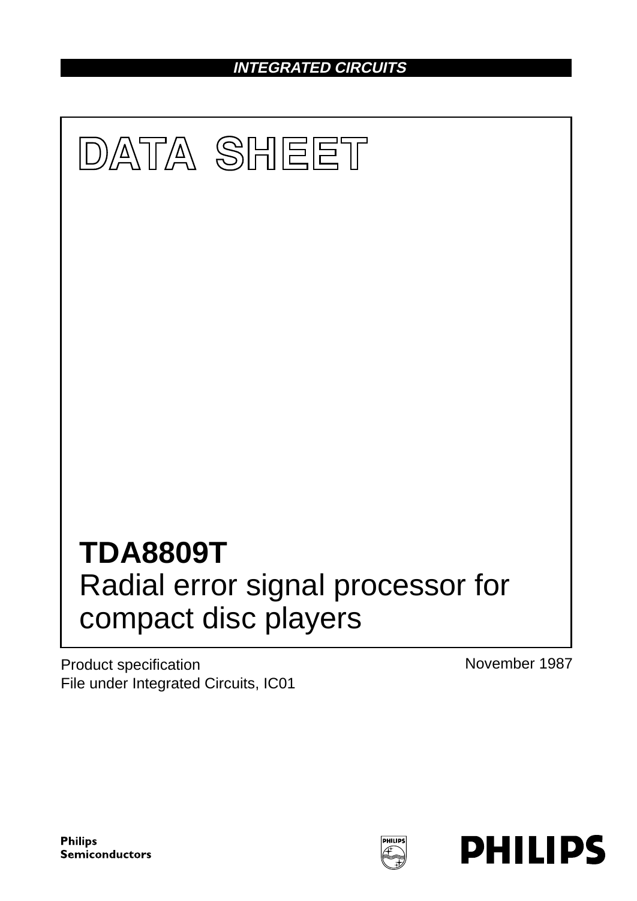INTEGRATED CIRCUITS

# DATA SHEET

# TDA8809T
Radial error signal processor for compact disc players

Product specification
File under Integrated Circuits, IC01

November 1987

Philips Semiconductors

PHILIPS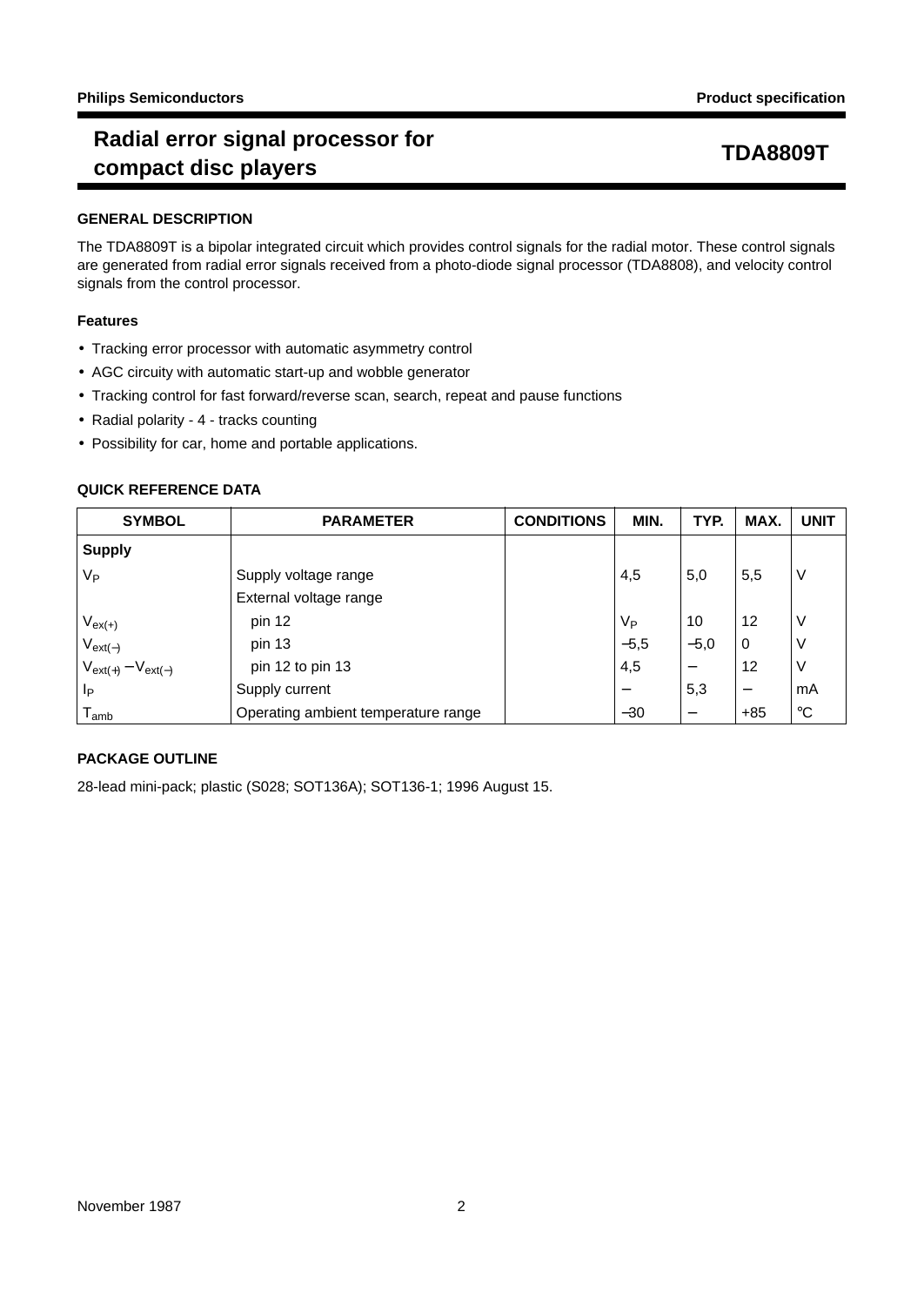# Radial error signal processor for compact disc players

# TDA8809T

## GENERAL DESCRIPTION

The TDA8809T is a bipolar integrated circuit which provides control signals for the radial motor. These control signals are generated from radial error signals received from a photo-diode signal processor (TDA8808), and velocity control signals from the control processor.

### Features

- Tracking error processor with automatic asymmetry control
- AGC circuity with automatic start-up and wobble generator
- Tracking control for fast forward/reverse scan, search, repeat and pause functions
- Radial polarity - 4 - tracks counting
- Possibility for car, home and portable applications.

## QUICK REFERENCE DATA

| SYMBOL | PARAMETER | CONDITIONS | MIN. | TYP. | MAX. | UNIT |
|---|---|---|---|---|---|---|
| **Supply** | | | | | | |
| $V_P$ | Supply voltage range | | 4,5 | 5,0 | 5,5 | V |
| | External voltage range | | | | | |
| $V_{ex(+)}$ | pin 12 | | $V_P$ | 10 | 12 | V |
| $V_{ext(-)}$ | pin 13 | | −5,5 | −5,0 | 0 | V |
| $V_{ext(+)} - V_{ext(-)}$ | pin 12 to pin 13 | | 4,5 | − | 12 | V |
| $I_P$ | Supply current | | − | 5,3 | − | mA |
| $T_{amb}$ | Operating ambient temperature range | | −30 | − | +85 | °C |

## PACKAGE OUTLINE

28-lead mini-pack; plastic (S028; SOT136A); SOT136-1; 1996 August 15.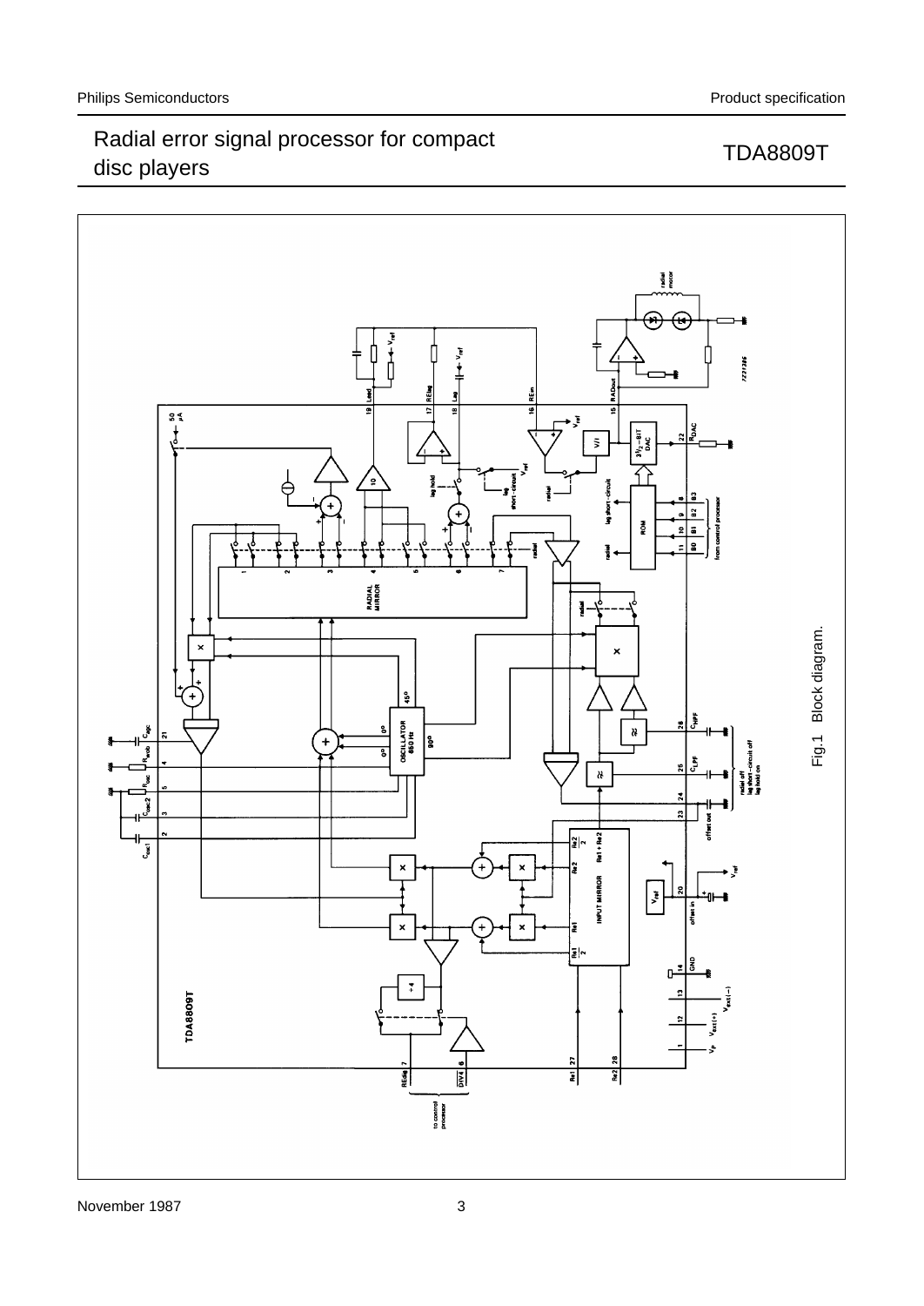Fig.1 Block diagram.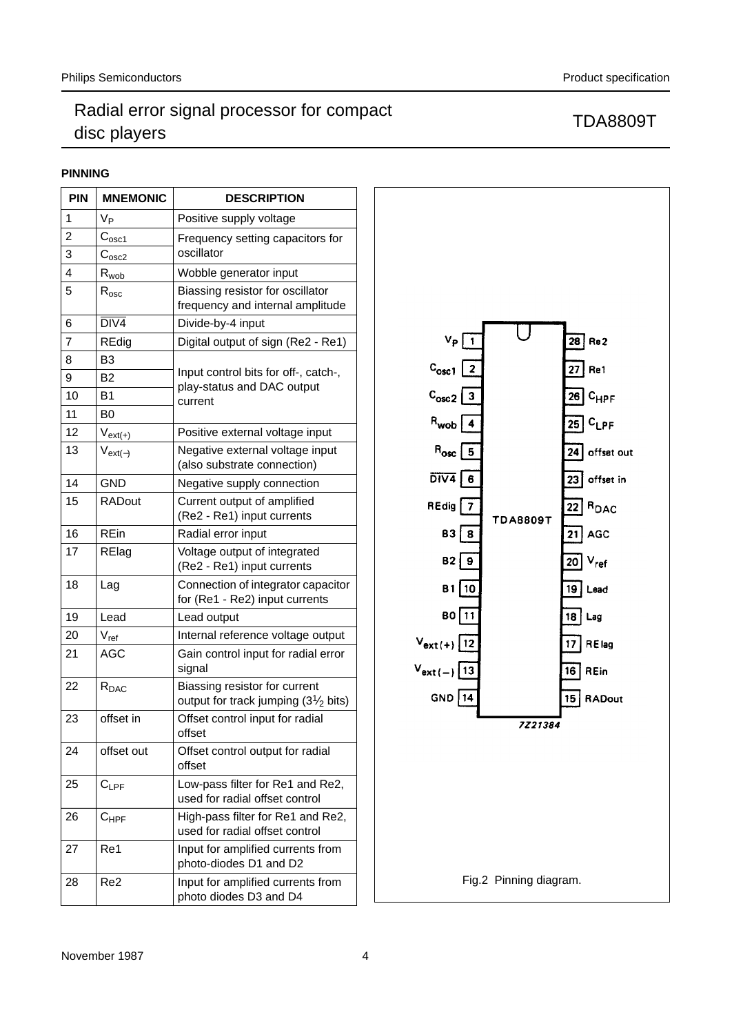## PINNING

| PIN | MNEMONIC | DESCRIPTION |
|---|---|---|
| 1 | $V_P$ | Positive supply voltage |
| 2 | $C_{osc1}$ | Frequency setting capacitors for oscillator |
| 3 | $C_{osc2}$ | |
| 4 | $R_{wob}$ | Wobble generator input |
| 5 | $R_{osc}$ | Biassing resistor for oscillator frequency and internal amplitude |
| 6 | $\overline{DIV4}$ | Divide-by-4 input |
| 7 | REdig | Digital output of sign (Re2 - Re1) |
| 8 | B3 | Input control bits for off-, catch-, play-status and DAC output current |
| 9 | B2 | |
| 10 | B1 | |
| 11 | B0 | |
| 12 | $V_{ext(+)}$ | Positive external voltage input |
| 13 | $V_{ext(-)}$ | Negative external voltage input (also substrate connection) |
| 14 | GND | Negative supply connection |
| 15 | RADout | Current output of amplified (Re2 - Re1) input currents |
| 16 | REin | Radial error input |
| 17 | RElag | Voltage output of integrated (Re2 - Re1) input currents |
| 18 | Lag | Connection of integrator capacitor for (Re1 - Re2) input currents |
| 19 | Lead | Lead output |
| 20 | $V_{ref}$ | Internal reference voltage output |
| 21 | AGC | Gain control input for radial error signal |
| 22 | $R_{DAC}$ | Biassing resistor for current output for track jumping ($3\frac{1}{2}$ bits) |
| 23 | offset in | Offset control input for radial offset |
| 24 | offset out | Offset control output for radial offset |
| 25 | $C_{LPF}$ | Low-pass filter for Re1 and Re2, used for radial offset control |
| 26 | $C_{HPF}$ | High-pass filter for Re1 and Re2, used for radial offset control |
| 27 | Re1 | Input for amplified currents from photo-diodes D1 and D2 |
| 28 | Re2 | Input for amplified currents from photo diodes D3 and D4 |

Fig.2 Pinning diagram.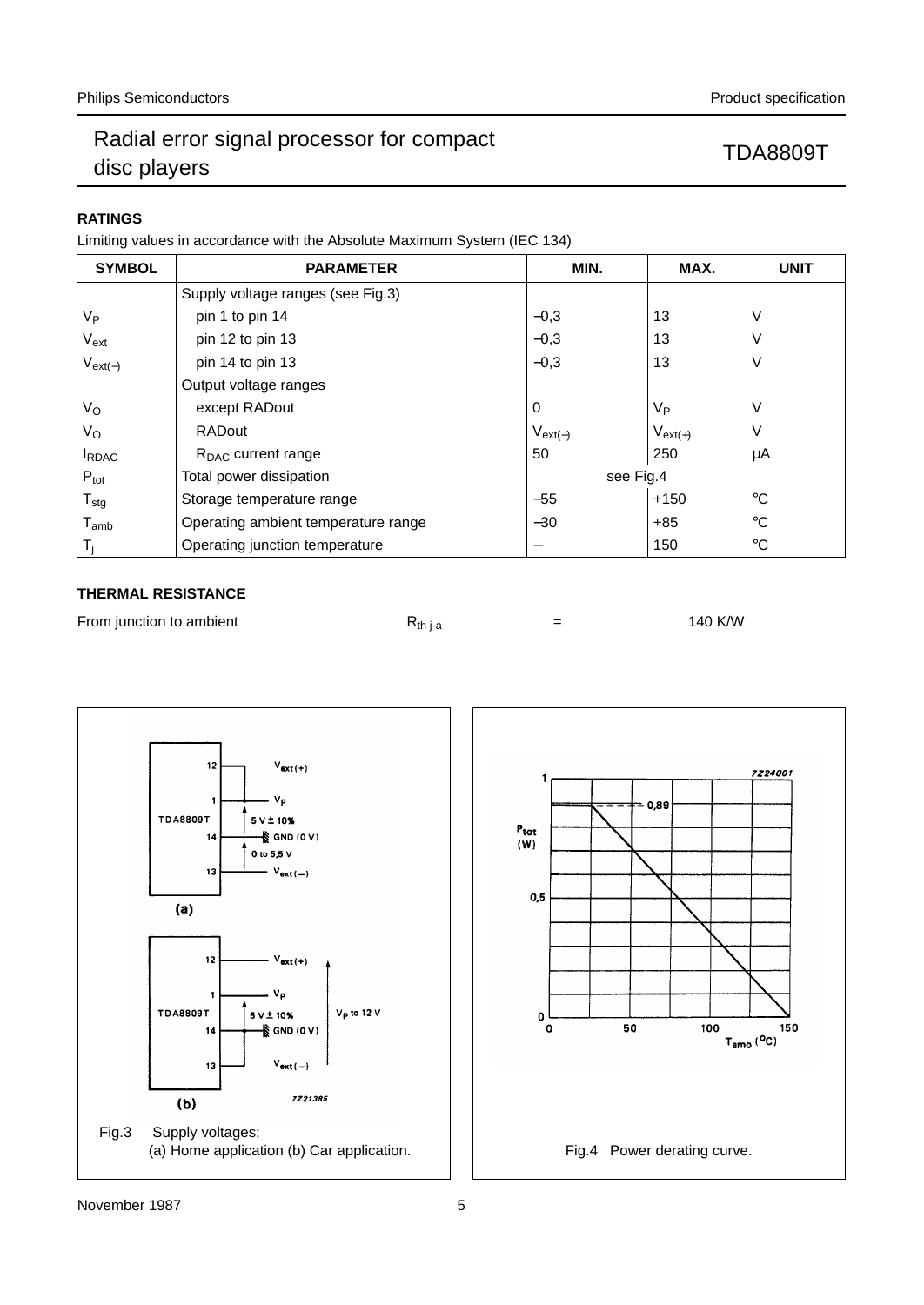## RATINGS

Limiting values in accordance with the Absolute Maximum System (IEC 134)

| SYMBOL | PARAMETER | MIN. | MAX. | UNIT |
|---|---|---|---|---|
| | Supply voltage ranges (see Fig.3) | | | |
| $V_P$ | pin 1 to pin 14 | −0,3 | 13 | V |
| $V_{ext}$ | pin 12 to pin 13 | −0,3 | 13 | V |
| $V_{ext(-)}$ | pin 14 to pin 13 | −0,3 | 13 | V |
| | Output voltage ranges | | | |
| $V_O$ | except RADout | 0 | $V_P$ | V |
| $V_O$ | RADout | $V_{ext(-)}$ | $V_{ext(+)}$ | V |
| $I_{RDAC}$ | $R_{DAC}$ current range | 50 | 250 | μA |
| $P_{tot}$ | Total power dissipation | see Fig.4 | | |
| $T_{stg}$ | Storage temperature range | −55 | +150 | °C |
| $T_{amb}$ | Operating ambient temperature range | −30 | +85 | °C |
| $T_j$ | Operating junction temperature | − | 150 | °C |

## THERMAL RESISTANCE

From junction to ambient $R_{th\ j\text{-}a}$ = 140 K/W

Fig.3 Supply voltages;
(a) Home application (b) Car application.

Fig.4 Power derating curve.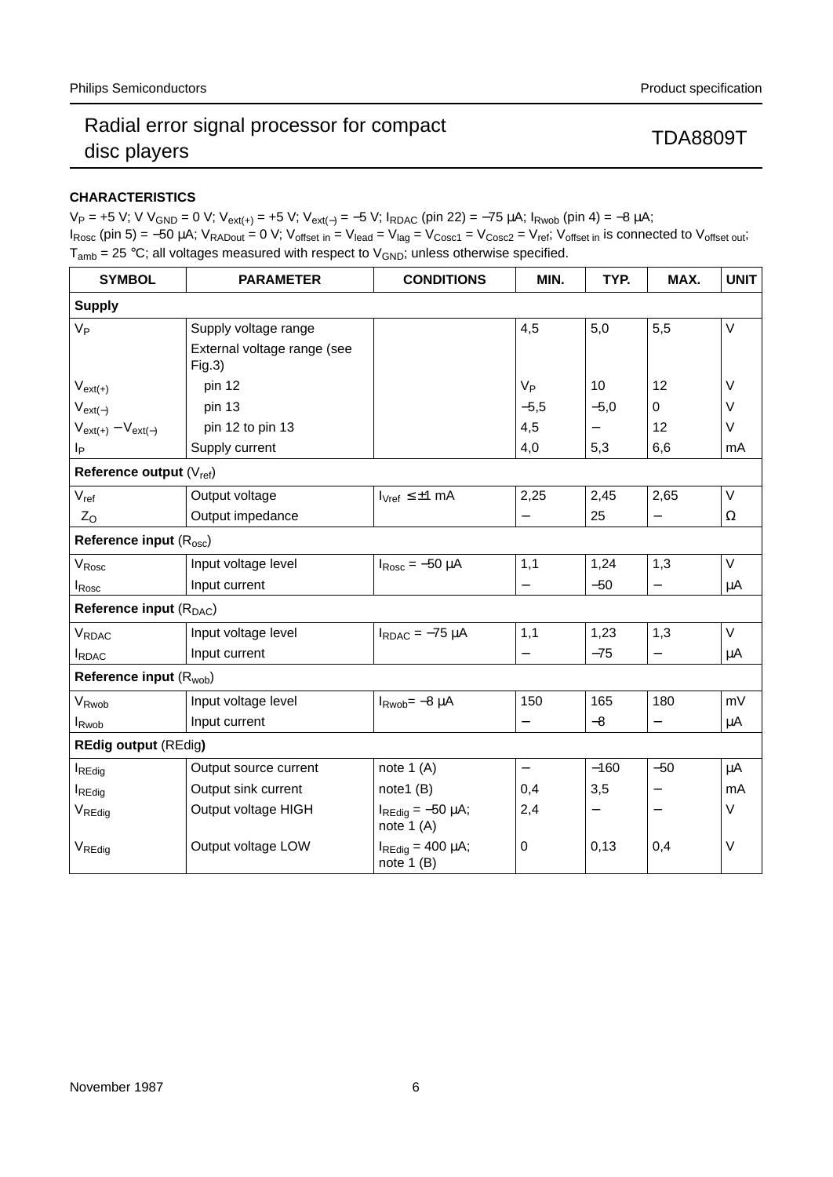## CHARACTERISTICS

$V_P$ = +5 V; V $V_{GND}$ = 0 V; $V_{ext(+)}$ = +5 V; $V_{ext(-)}$ = −5 V; $I_{RDAC}$ (pin 22) = −75 μA; $I_{Rwob}$ (pin 4) = −8 μA; $I_{Rosc}$ (pin 5) = −50 μA; $V_{RADout}$ = 0 V; $V_{offset\ in}$ = $V_{lead}$ = $V_{lag}$ = $V_{Cosc1}$ = $V_{Cosc2}$ = $V_{ref}$; $V_{offset\ in}$ is connected to $V_{offset\ out}$; $T_{amb}$ = 25 °C; all voltages measured with respect to $V_{GND}$; unless otherwise specified.

| SYMBOL | PARAMETER | CONDITIONS | MIN. | TYP. | MAX. | UNIT |
|---|---|---|---|---|---|---|
| **Supply** | | | | | | |
| $V_P$ | Supply voltage range | | 4,5 | 5,0 | 5,5 | V |
| | External voltage range (see Fig.3) | | | | | |
| $V_{ext(+)}$ | pin 12 | | $V_P$ | 10 | 12 | V |
| $V_{ext(-)}$ | pin 13 | | −5,5 | −5,0 | 0 | V |
| $V_{ext(+)} - V_{ext(-)}$ | pin 12 to pin 13 | | 4,5 | − | 12 | V |
| $I_P$ | Supply current | | 4,0 | 5,3 | 6,6 | mA |
| **Reference output** ($V_{ref}$) | | | | | | |
| $V_{ref}$ | Output voltage | $I_{Vref}$ ≤ ±1 mA | 2,25 | 2,45 | 2,65 | V |
| $Z_O$ | Output impedance | | − | 25 | − | Ω |
| **Reference input** ($R_{osc}$) | | | | | | |
| $V_{Rosc}$ | Input voltage level | $I_{Rosc}$ = −50 μA | 1,1 | 1,24 | 1,3 | V |
| $I_{Rosc}$ | Input current | | − | −50 | − | μA |
| **Reference input** ($R_{DAC}$) | | | | | | |
| $V_{RDAC}$ | Input voltage level | $I_{RDAC}$ = −75 μA | 1,1 | 1,23 | 1,3 | V |
| $I_{RDAC}$ | Input current | | − | −75 | − | μA |
| **Reference input** ($R_{wob}$) | | | | | | |
| $V_{Rwob}$ | Input voltage level | $I_{Rwob}$= −8 μA | 150 | 165 | 180 | mV |
| $I_{Rwob}$ | Input current | | − | −8 | − | μA |
| **REdig output** (REdig**)** | | | | | | |
| $I_{REdig}$ | Output source current | note 1 (A) | − | −160 | −50 | μA |
| $I_{REdig}$ | Output sink current | note1 (B) | 0,4 | 3,5 | − | mA |
| $V_{REdig}$ | Output voltage HIGH | $I_{REdig}$ = −50 μA; note 1 (A) | 2,4 | − | − | V |
| $V_{REdig}$ | Output voltage LOW | $I_{REdig}$ = 400 μA; note 1 (B) | 0 | 0,13 | 0,4 | V |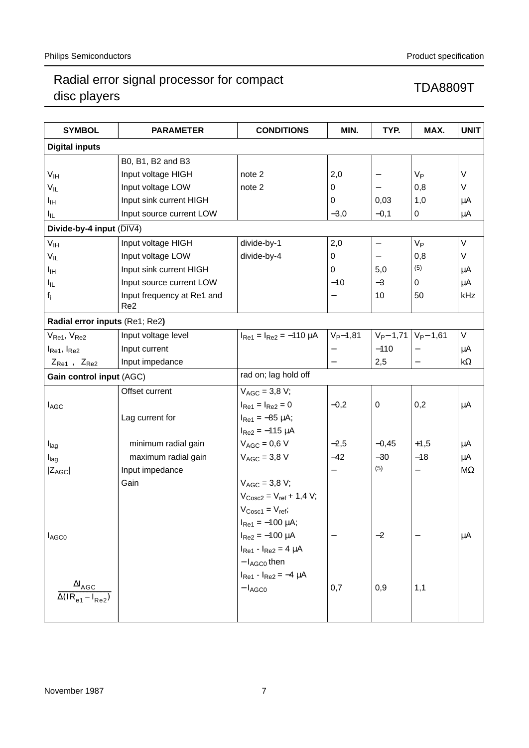| SYMBOL | PARAMETER | CONDITIONS | MIN. | TYP. | MAX. | UNIT |
|---|---|---|---|---|---|---|
| **Digital inputs** | | | | | | |
| | B0, B1, B2 and B3 | | | | | |
| $V_{IH}$ | Input voltage HIGH | note 2 | 2,0 | − | $V_P$ | V |
| $V_{IL}$ | Input voltage LOW | note 2 | 0 | − | 0,8 | V |
| $I_{IH}$ | Input sink current HIGH | | 0 | 0,03 | 1,0 | µA |
| $I_{IL}$ | Input source current LOW | | −3,0 | −0,1 | 0 | µA |
| **Divide-by-4 input** ($\overline{DIV4}$) | | | | | | |
| $V_{IH}$ | Input voltage HIGH | divide-by-1 | 2,0 | − | $V_P$ | V |
| $V_{IL}$ | Input voltage LOW | divide-by-4 | 0 | − | 0,8 | V |
| $I_{IH}$ | Input sink current HIGH | | 0 | 5,0 | (5) | µA |
| $I_{IL}$ | Input source current LOW | | −10 | −3 | 0 | µA |
| $f_i$ | Input frequency at Re1 and Re2 | | − | 10 | 50 | kHz |
| **Radial error inputs** (Re1; Re2) | | | | | | |
| $V_{Re1}$, $V_{Re2}$ | Input voltage level | $I_{Re1} = I_{Re2} = -110$ µA | $V_P - 1,81$ | $V_P - 1,71$ | $V_P - 1,61$ | V |
| $I_{Re1}$, $I_{Re2}$ | Input current | | − | −110 | − | µA |
| $Z_{Re1}$, $Z_{Re2}$ | Input impedance | | − | 2,5 | − | kΩ |
| **Gain control input** (AGC) | | rad on; lag hold off | | | | |
| $I_{AGC}$ | Offset current | $V_{AGC} = 3,8$ V; $I_{Re1} = I_{Re2} = 0$ | −0,2 | 0 | 0,2 | µA |
| | Lag current for | $I_{Re1} = -85$ µA; $I_{Re2} = -115$ µA | | | | |
| $I_{lag}$ | minimum radial gain | $V_{AGC} = 0,6$ V | −2,5 | −0,45 | +1,5 | µA |
| $I_{lag}$ | maximum radial gain | $V_{AGC} = 3,8$ V | −42 | −30 | −18 | µA |
| $\lvert Z_{AGC} \rvert$ | Input impedance | | − | (5) | − | MΩ |
| $I_{AGC0}$ | Gain | $V_{AGC} = 3,8$ V; $V_{Cosc2} = V_{ref} + 1,4$ V; $V_{Cosc1} = V_{ref}$; $I_{Re1} = -100$ µA; $I_{Re2} = -100$ µA | − | −2 | − | µA |
| $\dfrac{\Delta I_{AGC}}{\Delta(I_{Re1} - I_{Re2})}$ | | $I_{Re1} - I_{Re2} = 4$ µA $- I_{AGC0}$ then $I_{Re1} - I_{Re2} = -4$ µA $- I_{AGC0}$ | 0,7 | 0,9 | 1,1 | |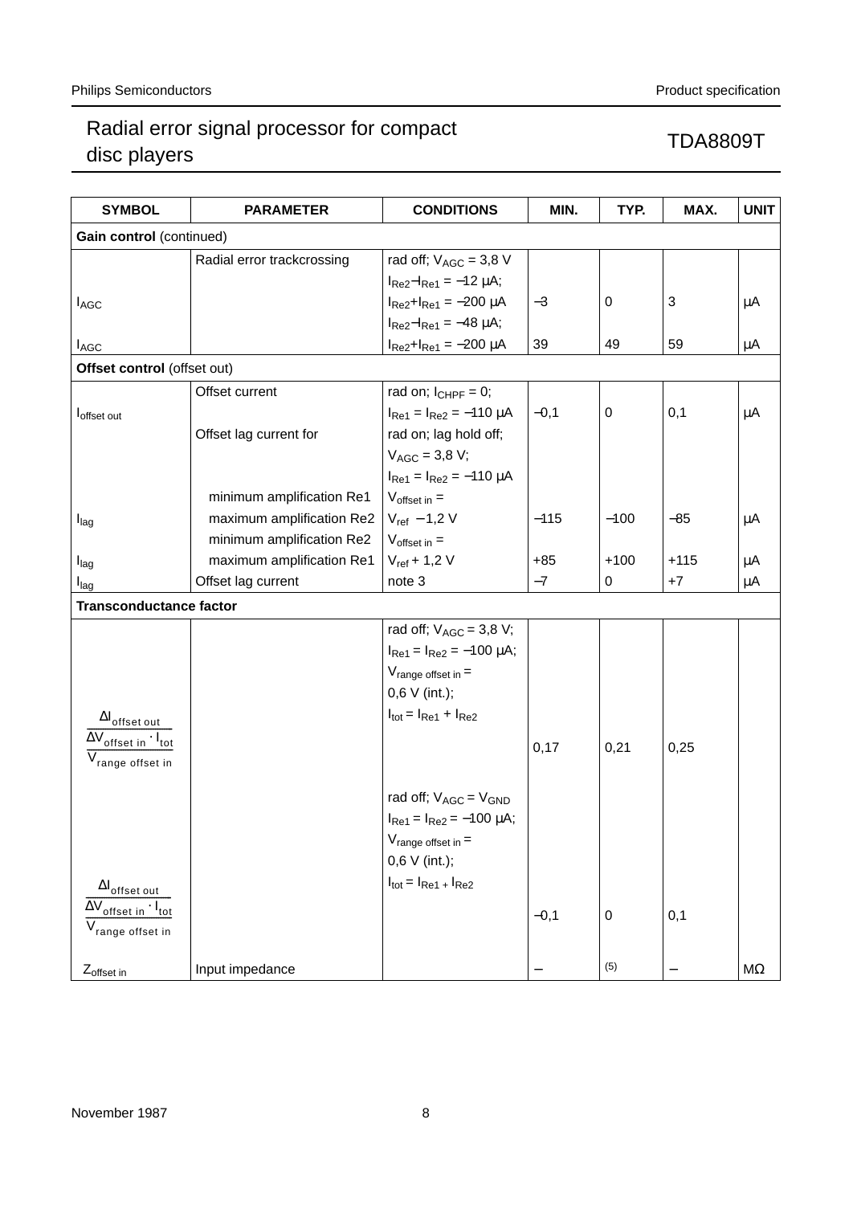| SYMBOL | PARAMETER | CONDITIONS | MIN. | TYP. | MAX. | UNIT |
|---|---|---|---|---|---|---|
| **Gain control** (continued) | | | | | | |
| | Radial error trackcrossing | rad off; $V_{AGC}$ = 3,8 V | | | | |
| $I_{AGC}$ | | $I_{Re2}-I_{Re1}$ = −12 μA; $I_{Re2}+I_{Re1}$ = −200 μA | −3 | 0 | 3 | μA |
| $I_{AGC}$ | | $I_{Re2}-I_{Re1}$ = −48 μA; $I_{Re2}+I_{Re1}$ = −200 μA | 39 | 49 | 59 | μA |
| **Offset control** (offset out) | | | | | | |
| $I_{offset\ out}$ | Offset current | rad on; $I_{CHPF}$ = 0; $I_{Re1} = I_{Re2}$ = −110 μA | −0,1 | 0 | 0,1 | μA |
| | Offset lag current for | rad on; lag hold off; $V_{AGC}$ = 3,8 V; $I_{Re1} = I_{Re2}$ = −110 μA | | | | |
| $I_{lag}$ | minimum amplification Re1 maximum amplification Re2 | $V_{offset\ in}$ = $V_{ref}$ −1,2 V | −115 | −100 | −85 | μA |
| $I_{lag}$ | minimum amplification Re2 maximum amplification Re1 | $V_{offset\ in}$ = $V_{ref}$ + 1,2 V | +85 | +100 | +115 | μA |
| $I_{lag}$ | Offset lag current | note 3 | −7 | 0 | +7 | μA |
| **Transconductance factor** | | | | | | |
| $\dfrac{\Delta I_{offset\ out}}{\dfrac{\Delta V_{offset\ in} \cdot I_{tot}}{V_{range\ offset\ in}}}$ | | rad off; $V_{AGC}$ = 3,8 V; $I_{Re1} = I_{Re2}$ = −100 μA; $V_{range\ offset\ in}$ = 0,6 V (int.); $I_{tot} = I_{Re1} + I_{Re2}$ | 0,17 | 0,21 | 0,25 | |
| $\dfrac{\Delta I_{offset\ out}}{\dfrac{\Delta V_{offset\ in} \cdot I_{tot}}{V_{range\ offset\ in}}}$ | | rad off; $V_{AGC} = V_{GND}$ $I_{Re1} = I_{Re2}$ = −100 μA; $V_{range\ offset\ in}$ = 0,6 V (int.); $I_{tot} = I_{Re1} + I_{Re2}$ | −0,1 | 0 | 0,1 | |
| $Z_{offset\ in}$ | Input impedance | | − | (5) | − | MΩ |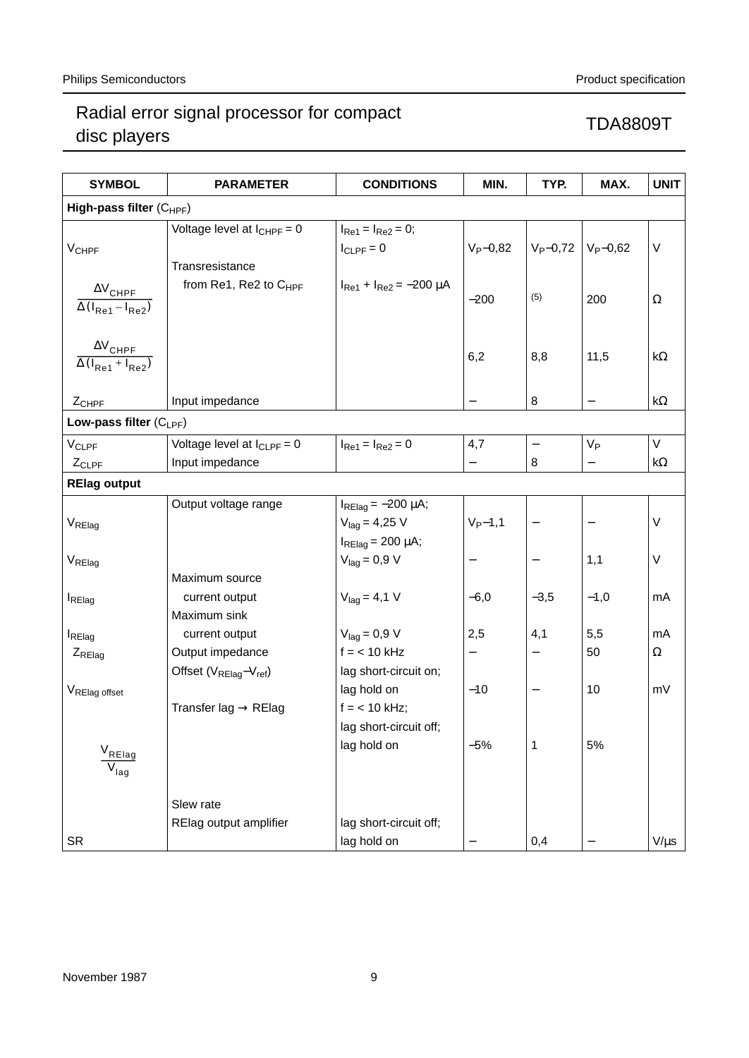| SYMBOL | PARAMETER | CONDITIONS | MIN. | TYP. | MAX. | UNIT |
|---|---|---|---|---|---|---|
| **High-pass filter** ($C_{HPF}$) | | | | | | |
| $V_{CHPF}$ | Voltage level at $I_{CHPF}$ = 0 | $I_{Re1} = I_{Re2} = 0$; $I_{CLPF} = 0$ | $V_P$−0,82 | $V_P$−0,72 | $V_P$−0,62 | V |
| $\frac{\Delta V_{CHPF}}{\Delta(I_{Re1} - I_{Re2})}$ | Transresistance from Re1, Re2 to $C_{HPF}$ | $I_{Re1} + I_{Re2}$ = −200 µA | −200 | (5) | 200 | Ω |
| $\frac{\Delta V_{CHPF}}{\Delta(I_{Re1} + I_{Re2})}$ | | | 6,2 | 8,8 | 11,5 | kΩ |
| $Z_{CHPF}$ | Input impedance | | − | 8 | − | kΩ |
| **Low-pass filter** ($C_{LPF}$) | | | | | | |
| $V_{CLPF}$ | Voltage level at $I_{CLPF}$ = 0 | $I_{Re1} = I_{Re2} = 0$ | 4,7 | − | $V_P$ | V |
| $Z_{CLPF}$ | Input impedance | | − | 8 | − | kΩ |
| **RElag output** | | | | | | |
| $V_{RElag}$ | Output voltage range | $I_{RElag}$ = −200 µA; $V_{lag}$ = 4,25 V | $V_P$−1,1 | − | − | V |
| $V_{RElag}$ | | $I_{RElag}$ = 200 µA; $V_{lag}$ = 0,9 V | − | − | 1,1 | V |
| $I_{RElag}$ | Maximum source current output | $V_{lag}$ = 4,1 V | −6,0 | −3,5 | −1,0 | mA |
| $I_{RElag}$ | Maximum sink current output | $V_{lag}$ = 0,9 V | 2,5 | 4,1 | 5,5 | mA |
| $Z_{RElag}$ | Output impedance | f = < 10 kHz | − | − | 50 | Ω |
| $V_{RElag\ offset}$ | Offset ($V_{RElag}$−$V_{ref}$) | lag short-circuit on; lag hold on | −10 | − | 10 | mV |
| $\frac{V_{RElag}}{V_{lag}}$ | Transfer lag → RElag | f = < 10 kHz; lag short-circuit off; lag hold on | −5% | 1 | 5% | |
| SR | Slew rate RElag output amplifier | lag short-circuit off; lag hold on | − | 0,4 | − | V/µs |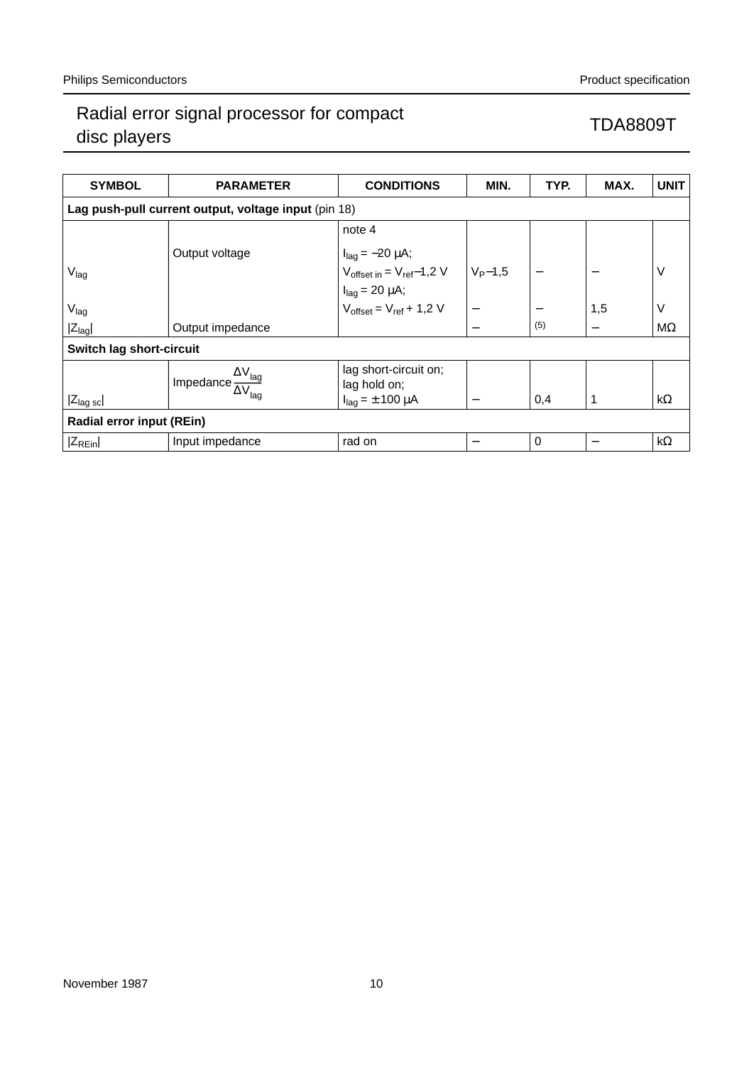| SYMBOL | PARAMETER | CONDITIONS | MIN. | TYP. | MAX. | UNIT |
|---|---|---|---|---|---|---|
| **Lag push-pull current output, voltage input** (pin 18) | | | | | | |
| | | note 4 | | | | |
| | Output voltage | $I_{lag}$ = −20 μA; | | | | |
| $V_{lag}$ | | $V_{offset\ in} = V_{ref} - 1{,}2$ V | $V_P - 1{,}5$ | − | − | V |
| | | $I_{lag}$ = 20 μA; | | | | |
| $V_{lag}$ | | $V_{offset} = V_{ref} + 1{,}2$ V | − | − | 1,5 | V |
| $\lvert Z_{lag} \rvert$ | Output impedance | | − | (5) | − | MΩ |
| **Switch lag short-circuit** | | | | | | |
| $\lvert Z_{lag\ sc} \rvert$ | Impedance $\frac{\Delta V_{lag}}{\Delta V_{lag}}$ | lag short-circuit on; lag hold on; $I_{lag}$ = ± 100 μA | − | 0,4 | 1 | kΩ |
| **Radial error input (REin)** | | | | | | |
| $\lvert Z_{REin} \rvert$ | Input impedance | rad on | − | 0 | − | kΩ |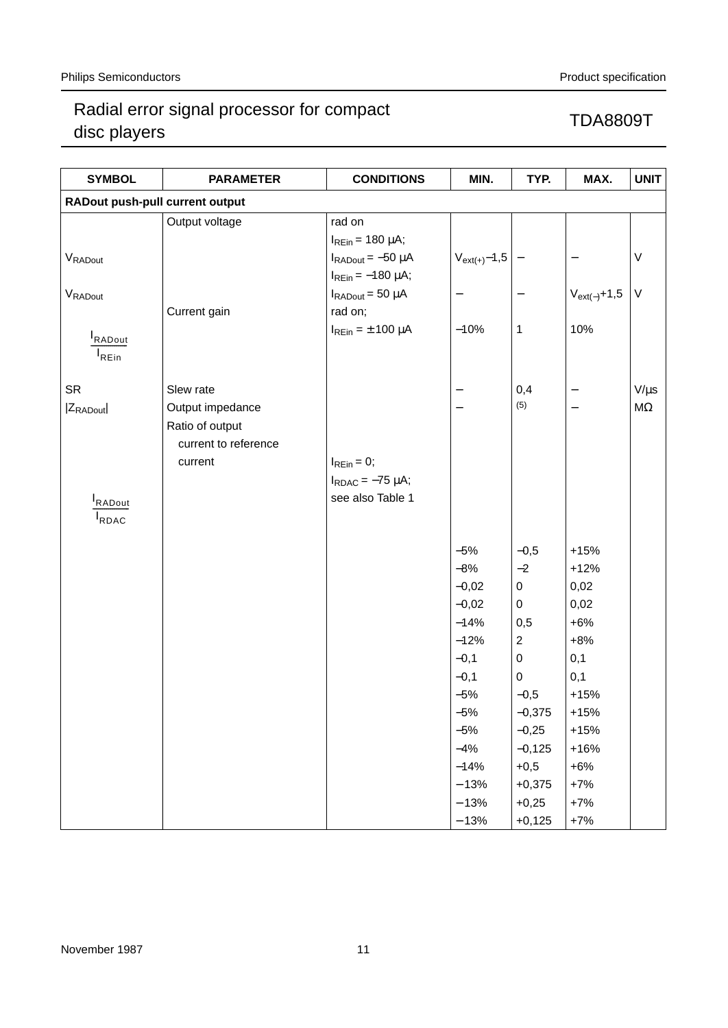| SYMBOL | PARAMETER | CONDITIONS | MIN. | TYP. | MAX. | UNIT |
|---|---|---|---|---|---|---|
| **RADout push-pull current output** | | | | | | |
| | Output voltage | rad on | | | | |
| $V_{RADout}$ | | $I_{REin}$ = 180 μA; $I_{RADout}$ = −50 μA | $V_{ext(+)}$−1,5 | − | − | V |
| $V_{RADout}$ | | $I_{REin}$ = −180 μA; $I_{RADout}$ = 50 μA | − | − | $V_{ext(-)}$+1,5 | V |
| $\frac{I_{RADout}}{I_{REin}}$ | Current gain | rad on; $I_{REin}$ = ± 100 μA | −10% | 1 | 10% | |
| SR | Slew rate | | − | 0,4 | − | V/μs |
| $\lvert Z_{RADout} \rvert$ | Output impedance | | − | (5) | − | MΩ |
| $\frac{I_{RADout}}{I_{RDAC}}$ | Ratio of output current to reference current | $I_{REin}$ = 0; $I_{RDAC}$ = −75 μA; see also Table 1 | | | | |
| | | | −5% | −0,5 | +15% | |
| | | | −8% | −2 | +12% | |
| | | | −0,02 | 0 | 0,02 | |
| | | | −0,02 | 0 | 0,02 | |
| | | | −14% | 0,5 | +6% | |
| | | | −12% | 2 | +8% | |
| | | | −0,1 | 0 | 0,1 | |
| | | | −0,1 | 0 | 0,1 | |
| | | | −5% | −0,5 | +15% | |
| | | | −5% | −0,375 | +15% | |
| | | | −5% | −0,25 | +15% | |
| | | | −4% | −0,125 | +16% | |
| | | | −14% | +0,5 | +6% | |
| | | | −13% | +0,375 | +7% | |
| | | | −13% | +0,25 | +7% | |
| | | | −13% | +0,125 | +7% | |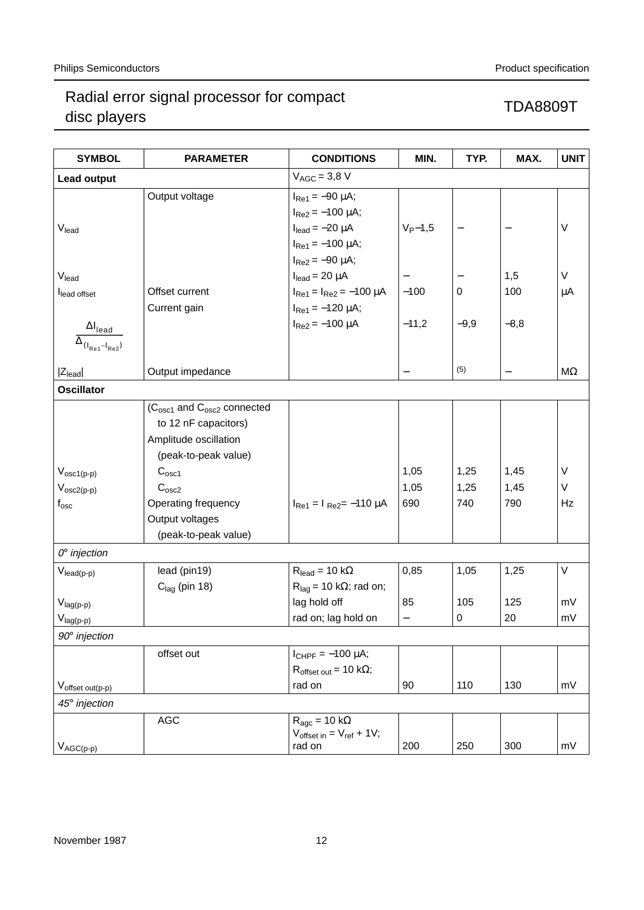| SYMBOL | PARAMETER | CONDITIONS | MIN. | TYP. | MAX. | UNIT |
|---|---|---|---|---|---|---|
| **Lead output** | | $V_{AGC}$ = 3,8 V | | | | |
| $V_{lead}$ | Output voltage | $I_{Re1}$ = −90 μA; $I_{Re2}$ = −100 μA; $I_{lead}$ = −20 μA | $V_P$−1,5 | − | − | V |
| $V_{lead}$ | | $I_{Re1}$ = −100 μA; $I_{Re2}$ = −90 μA; $I_{lead}$ = 20 μA | − | − | 1,5 | V |
| $I_{lead\ offset}$ | Offset current | $I_{Re1}$ = $I_{Re2}$ = −100 μA | −100 | 0 | 100 | μA |
| $\frac{\Delta I_{lead}}{\Delta_{(I_{Re1}-I_{Re2})}}$ | Current gain | $I_{Re1}$ = −120 μA; $I_{Re2}$ = −100 μA | −11,2 | −9,9 | −8,8 | |
| $\lvert Z_{lead}\rvert$ | Output impedance | | − | (5) | − | MΩ |
| **Oscillator** | | | | | | |
| | ($C_{osc1}$ and $C_{osc2}$ connected to 12 nF capacitors) | | | | | |
| | Amplitude oscillation (peak-to-peak value) | | | | | |
| $V_{osc1(p-p)}$ | $C_{osc1}$ | | 1,05 | 1,25 | 1,45 | V |
| $V_{osc2(p-p)}$ | $C_{osc2}$ | | 1,05 | 1,25 | 1,45 | V |
| $f_{osc}$ | Operating frequency | $I_{Re1}$ = $I_{Re2}$= −110 μA | 690 | 740 | 790 | Hz |
| | Output voltages (peak-to-peak value) | | | | | |
| *0° injection* | | | | | | |
| $V_{lead(p-p)}$ | lead (pin19) | $R_{lead}$ = 10 kΩ | 0,85 | 1,05 | 1,25 | V |
| $V_{lag(p-p)}$ | $C_{lag}$ (pin 18) | $R_{lag}$ = 10 kΩ; rad on; lag hold off | 85 | 105 | 125 | mV |
| $V_{lag(p-p)}$ | | rad on; lag hold on | − | 0 | 20 | mV |
| *90° injection* | | | | | | |
| $V_{offset\ out(p-p)}$ | offset out | $I_{CHPF}$ = −100 μA; $R_{offset\ out}$ = 10 kΩ; rad on | 90 | 110 | 130 | mV |
| *45° injection* | | | | | | |
| $V_{AGC(p-p)}$ | AGC | $R_{agc}$ = 10 kΩ; $V_{offset\ in}$ = $V_{ref}$ + 1V; rad on | 200 | 250 | 300 | mV |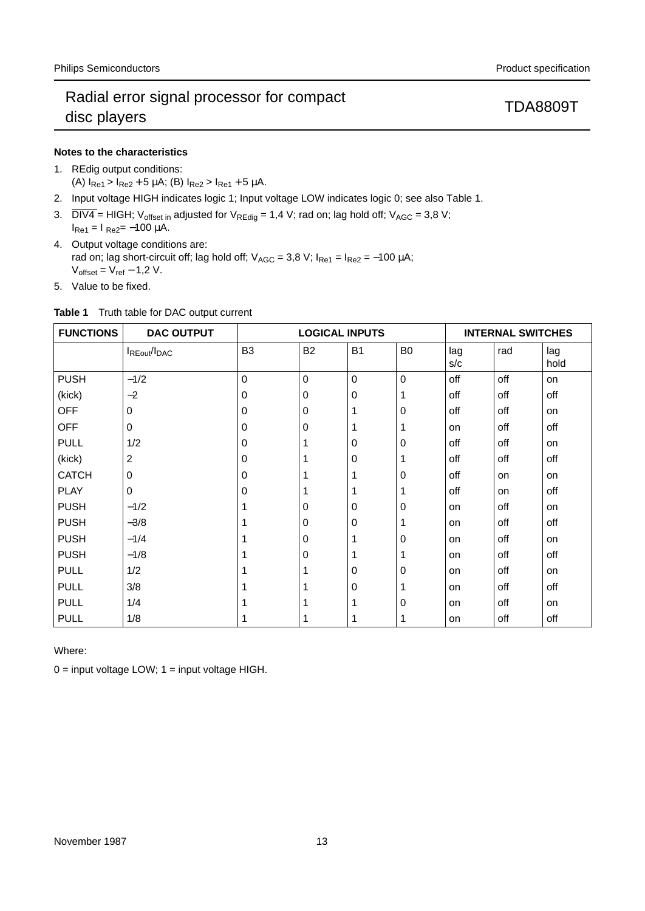**Notes to the characteristics**

1. REdig output conditions:
   (A) $I_{Re1} > I_{Re2} + 5$ µA; (B) $I_{Re2} > I_{Re1} + 5$ µA.
2. Input voltage HIGH indicates logic 1; Input voltage LOW indicates logic 0; see also Table 1.
3. $\overline{DIV4}$ = HIGH; $V_{offset\ in}$ adjusted for $V_{REdig}$ = 1,4 V; rad on; lag hold off; $V_{AGC}$ = 3,8 V; $I_{Re1} = I_{Re2} = -100$ µA.
4. Output voltage conditions are:
   rad on; lag short-circuit off; lag hold off; $V_{AGC}$ = 3,8 V; $I_{Re1} = I_{Re2} = -100$ µA;
   $V_{offset} = V_{ref} - 1{,}2$ V.
5. Value to be fixed.

**Table 1** Truth table for DAC output current

| FUNCTIONS | DAC OUTPUT | LOGICAL INPUTS | | | | INTERNAL SWITCHES | | |
|---|---|---|---|---|---|---|---|---|
| | $I_{REout}/I_{DAC}$ | B3 | B2 | B1 | B0 | lag s/c | rad | lag hold |
| PUSH | −1/2 | 0 | 0 | 0 | 0 | off | off | on |
| (kick) | −2 | 0 | 0 | 0 | 1 | off | off | off |
| OFF | 0 | 0 | 0 | 1 | 0 | off | off | on |
| OFF | 0 | 0 | 0 | 1 | 1 | on | off | off |
| PULL | 1/2 | 0 | 1 | 0 | 0 | off | off | on |
| (kick) | 2 | 0 | 1 | 0 | 1 | off | off | off |
| CATCH | 0 | 0 | 1 | 1 | 0 | off | on | on |
| PLAY | 0 | 0 | 1 | 1 | 1 | off | on | off |
| PUSH | −1/2 | 1 | 0 | 0 | 0 | on | off | on |
| PUSH | −3/8 | 1 | 0 | 0 | 1 | on | off | off |
| PUSH | −1/4 | 1 | 0 | 1 | 0 | on | off | on |
| PUSH | −1/8 | 1 | 0 | 1 | 1 | on | off | off |
| PULL | 1/2 | 1 | 1 | 0 | 0 | on | off | on |
| PULL | 3/8 | 1 | 1 | 0 | 1 | on | off | off |
| PULL | 1/4 | 1 | 1 | 1 | 0 | on | off | on |
| PULL | 1/8 | 1 | 1 | 1 | 1 | on | off | off |

Where:

0 = input voltage LOW; 1 = input voltage HIGH.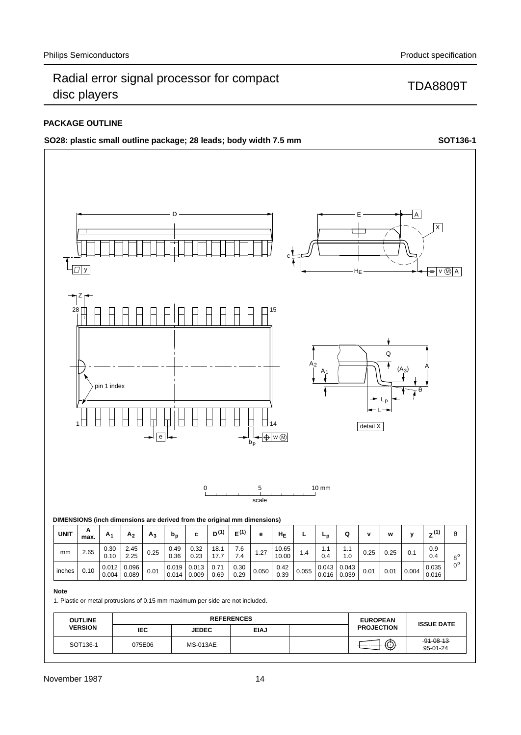## PACKAGE OUTLINE

**SO28: plastic small outline package; 28 leads; body width 7.5 mm** **SOT136-1**

**DIMENSIONS (inch dimensions are derived from the original mm dimensions)**

| UNIT | A max. | $A_1$ | $A_2$ | $A_3$ | $b_p$ | c | $D^{(1)}$ | $E^{(1)}$ | e | $H_E$ | L | $L_p$ | Q | v | w | y | $Z^{(1)}$ | θ |
|---|---|---|---|---|---|---|---|---|---|---|---|---|---|---|---|---|---|---|
| mm | 2.65 | 0.30<br>0.10 | 2.45<br>2.25 | 0.25 | 0.49<br>0.36 | 0.32<br>0.23 | 18.1<br>17.7 | 7.6<br>7.4 | 1.27 | 10.65<br>10.00 | 1.4 | 1.1<br>0.4 | 1.1<br>1.0 | 0.25 | 0.25 | 0.1 | 0.9<br>0.4 | 8°<br>0° |
| inches | 0.10 | 0.012<br>0.004 | 0.096<br>0.089 | 0.01 | 0.019<br>0.014 | 0.013<br>0.009 | 0.71<br>0.69 | 0.30<br>0.29 | 0.050 | 0.42<br>0.39 | 0.055 | 0.043<br>0.016 | 0.043<br>0.039 | 0.01 | 0.01 | 0.004 | 0.035<br>0.016 | |

**Note**

1. Plastic or metal protrusions of 0.15 mm maximum per side are not included.

| OUTLINE VERSION | REFERENCES | | | | EUROPEAN PROJECTION | ISSUE DATE |
|---|---|---|---|---|---|---|
| | IEC | JEDEC | EIAJ | | | |
| SOT136-1 | 075E06 | MS-013AE | | | | ~~91-08-13~~<br>95-01-24 |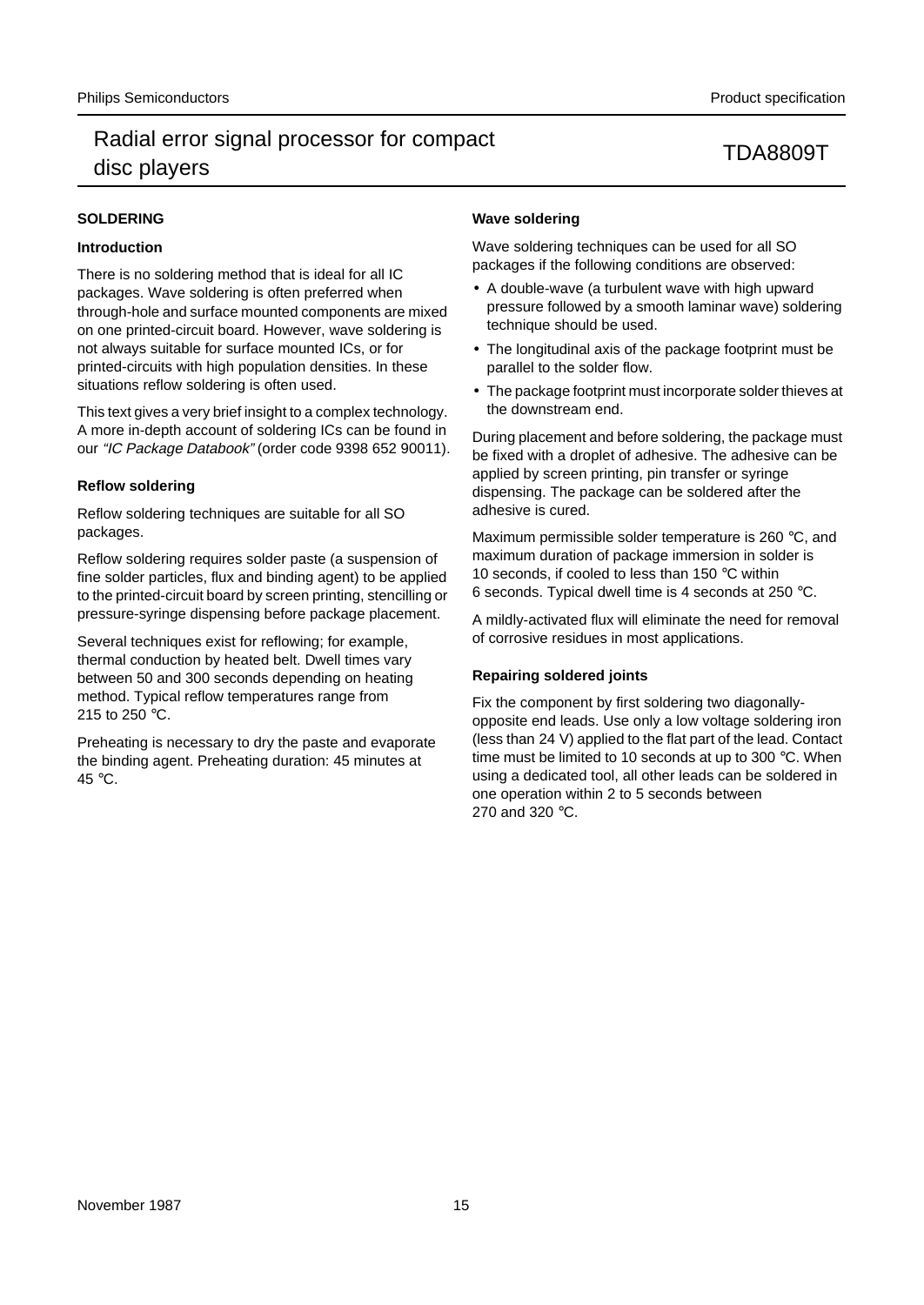## SOLDERING

### Introduction

There is no soldering method that is ideal for all IC packages. Wave soldering is often preferred when through-hole and surface mounted components are mixed on one printed-circuit board. However, wave soldering is not always suitable for surface mounted ICs, or for printed-circuits with high population densities. In these situations reflow soldering is often used.

This text gives a very brief insight to a complex technology. A more in-depth account of soldering ICs can be found in our *"IC Package Databook"* (order code 9398 652 90011).

### Reflow soldering

Reflow soldering techniques are suitable for all SO packages.

Reflow soldering requires solder paste (a suspension of fine solder particles, flux and binding agent) to be applied to the printed-circuit board by screen printing, stencilling or pressure-syringe dispensing before package placement.

Several techniques exist for reflowing; for example, thermal conduction by heated belt. Dwell times vary between 50 and 300 seconds depending on heating method. Typical reflow temperatures range from 215 to 250 °C.

Preheating is necessary to dry the paste and evaporate the binding agent. Preheating duration: 45 minutes at 45 °C.

### Wave soldering

Wave soldering techniques can be used for all SO packages if the following conditions are observed:

- A double-wave (a turbulent wave with high upward pressure followed by a smooth laminar wave) soldering technique should be used.
- The longitudinal axis of the package footprint must be parallel to the solder flow.
- The package footprint must incorporate solder thieves at the downstream end.

During placement and before soldering, the package must be fixed with a droplet of adhesive. The adhesive can be applied by screen printing, pin transfer or syringe dispensing. The package can be soldered after the adhesive is cured.

Maximum permissible solder temperature is 260 °C, and maximum duration of package immersion in solder is 10 seconds, if cooled to less than 150 °C within 6 seconds. Typical dwell time is 4 seconds at 250 °C.

A mildly-activated flux will eliminate the need for removal of corrosive residues in most applications.

### Repairing soldered joints

Fix the component by first soldering two diagonally-opposite end leads. Use only a low voltage soldering iron (less than 24 V) applied to the flat part of the lead. Contact time must be limited to 10 seconds at up to 300 °C. When using a dedicated tool, all other leads can be soldered in one operation within 2 to 5 seconds between 270 and 320 °C.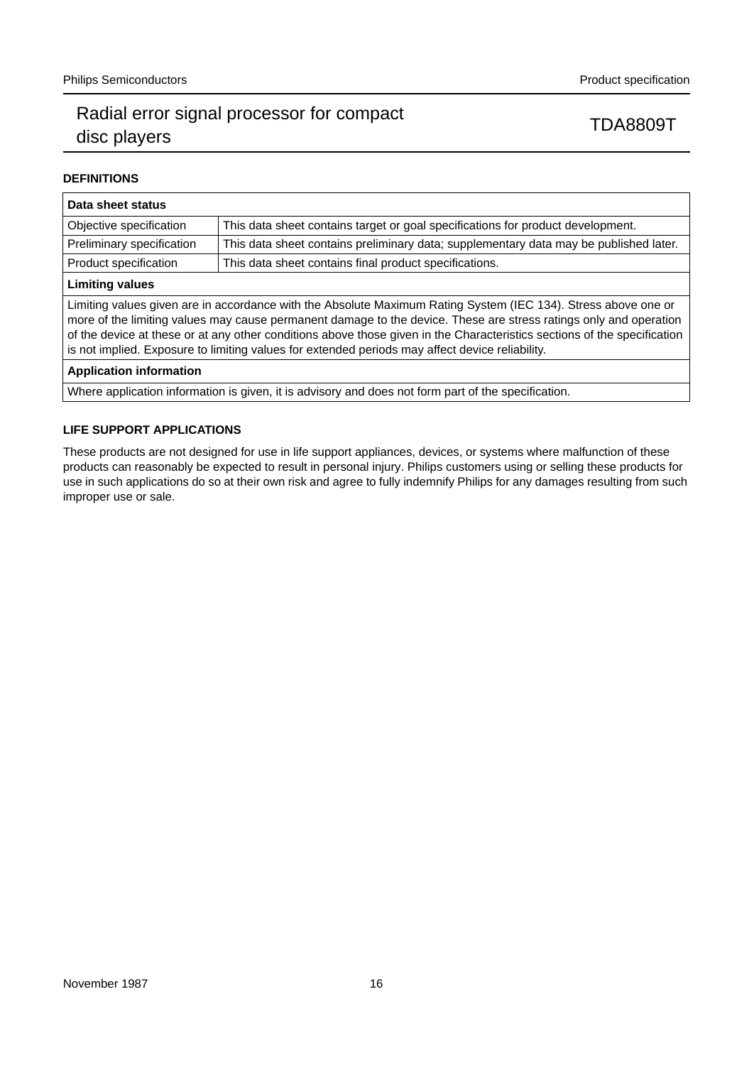## DEFINITIONS

| Data sheet status | |
|---|---|
| Objective specification | This data sheet contains target or goal specifications for product development. |
| Preliminary specification | This data sheet contains preliminary data; supplementary data may be published later. |
| Product specification | This data sheet contains final product specifications. |
| **Limiting values** | |
| Limiting values given are in accordance with the Absolute Maximum Rating System (IEC 134). Stress above one or more of the limiting values may cause permanent damage to the device. These are stress ratings only and operation of the device at these or at any other conditions above those given in the Characteristics sections of the specification is not implied. Exposure to limiting values for extended periods may affect device reliability. | |
| **Application information** | |
| Where application information is given, it is advisory and does not form part of the specification. | |

## LIFE SUPPORT APPLICATIONS

These products are not designed for use in life support appliances, devices, or systems where malfunction of these products can reasonably be expected to result in personal injury. Philips customers using or selling these products for use in such applications do so at their own risk and agree to fully indemnify Philips for any damages resulting from such improper use or sale.